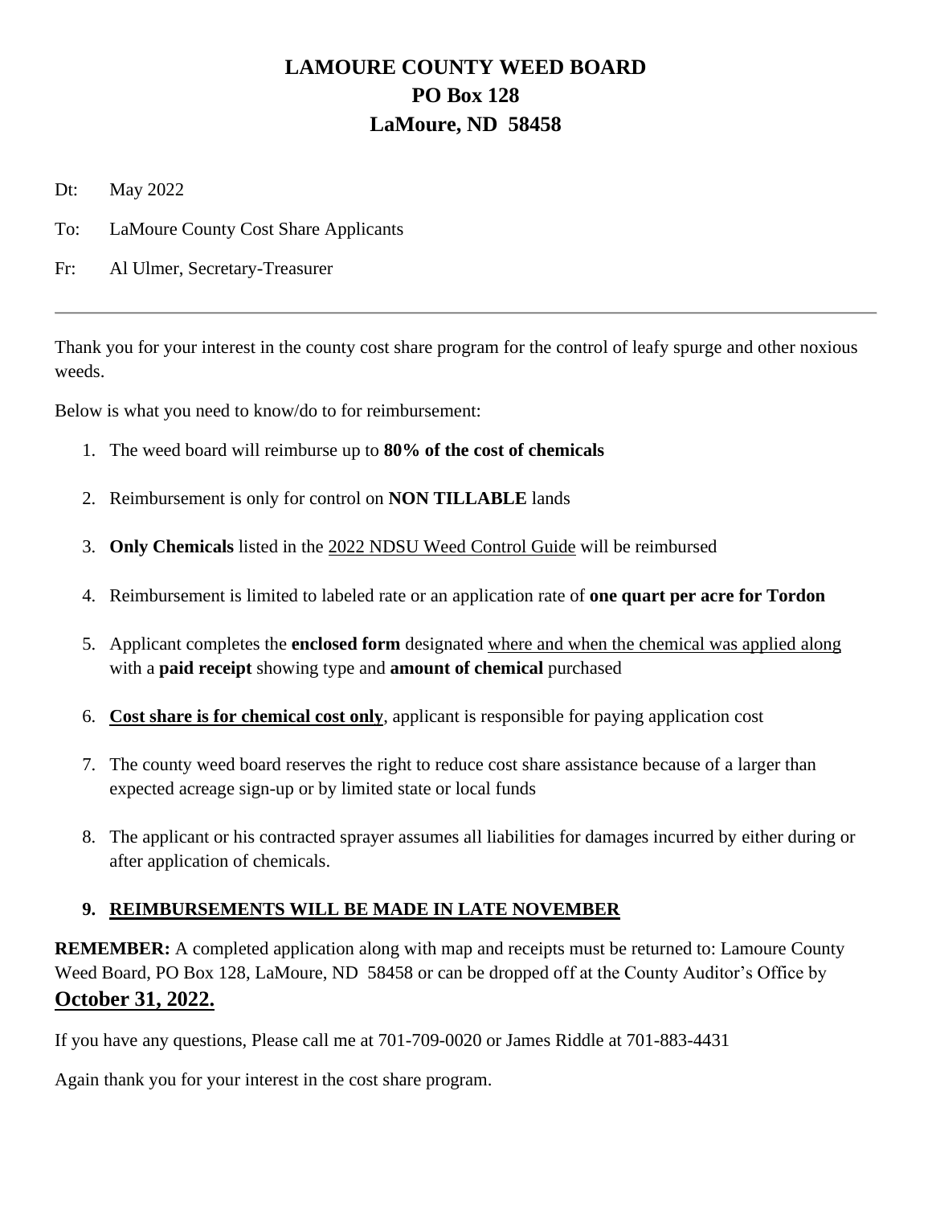# LAMOURE COUNTY WEED BOARD
# PO Box 128
# LaMoure, ND 58458

Dt: May 2022

To: LaMoure County Cost Share Applicants

Fr: Al Ulmer, Secretary-Treasurer

---

Thank you for your interest in the county cost share program for the control of leafy spurge and other noxious weeds.

Below is what you need to know/do to for reimbursement:

1. The weed board will reimburse up to **80% of the cost of chemicals**
2. Reimbursement is only for control on **NON TILLABLE** lands
3. **Only Chemicals** listed in the <u>2022 NDSU Weed Control Guide</u> will be reimbursed
4. Reimbursement is limited to labeled rate or an application rate of **one quart per acre for Tordon**
5. Applicant completes the **enclosed form** designated <u>where and when the chemical was applied along</u> with a **paid receipt** showing type and **amount of chemical** purchased
6. **<u>Cost share is for chemical cost only</u>**, applicant is responsible for paying application cost
7. The county weed board reserves the right to reduce cost share assistance because of a larger than expected acreage sign-up or by limited state or local funds
8. The applicant or his contracted sprayer assumes all liabilities for damages incurred by either during or after application of chemicals.
9. **<u>REIMBURSEMENTS WILL BE MADE IN LATE NOVEMBER</u>**

**REMEMBER:** A completed application along with map and receipts must be returned to: Lamoure County Weed Board, PO Box 128, LaMoure, ND 58458 or can be dropped off at the County Auditor's Office by **<u>October 31, 2022.</u>**

If you have any questions, Please call me at 701-709-0020 or James Riddle at 701-883-4431

Again thank you for your interest in the cost share program.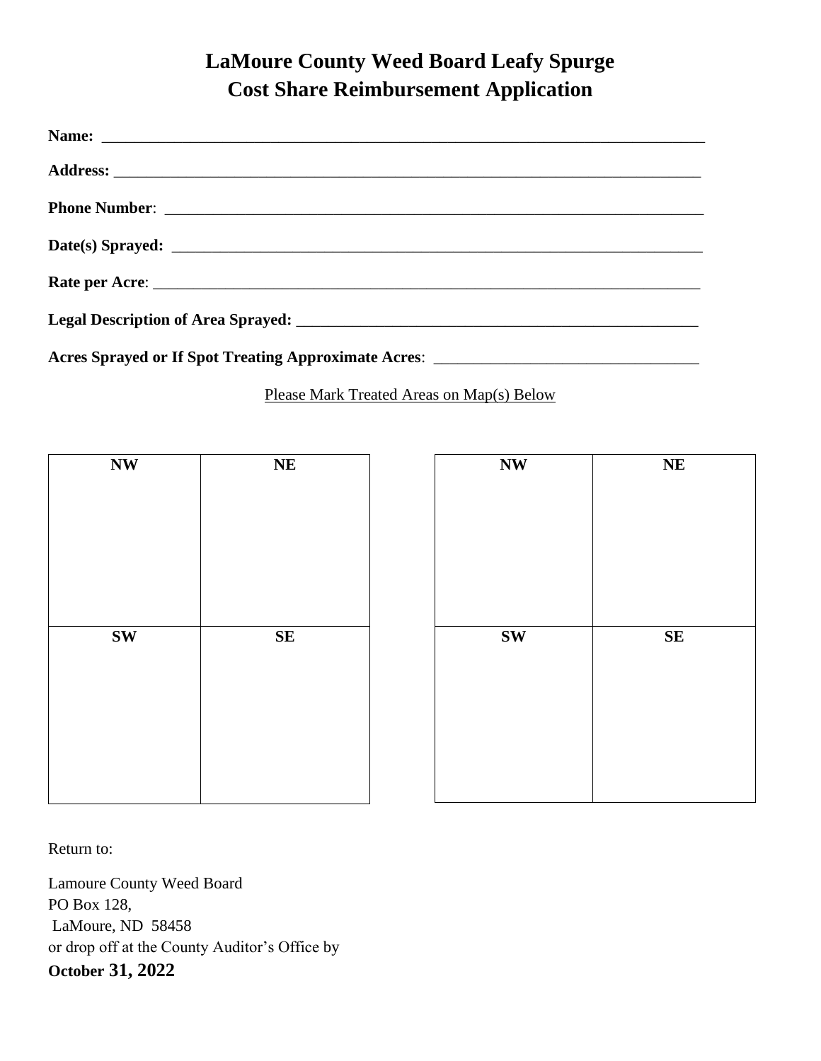# LaMoure County Weed Board Leafy Spurge Cost Share Reimbursement Application

**Name:** ________________________________________________________________________________

**Address:** ______________________________________________________________________________

**Phone Number**: __________________________________________________________________________

**Date(s) Sprayed:** ________________________________________________________________________

**Rate per Acre**: __________________________________________________________________________

**Legal Description of Area Sprayed:** ______________________________________________________

**Acres Sprayed or If Spot Treating Approximate Acres**: ___________________________________

Please Mark Treated Areas on Map(s) Below

| NW | NE |
|---|---|
| | |
| **SW** | **SE** |
| | |

| NW | NE |
|---|---|
| | |
| **SW** | **SE** |
| | |

Return to:

Lamoure County Weed Board
PO Box 128,
LaMoure, ND 58458
or drop off at the County Auditor's Office by
**October 31, 2022**